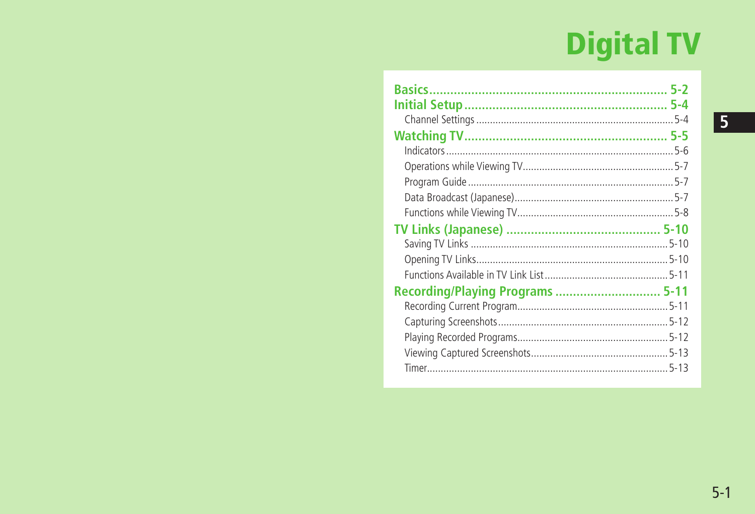# Digital TV

| | |
|---|---|
| **Basics** | **5-2** |
| **Initial Setup** | **5-4** |
| Channel Settings | 5-4 |
| **Watching TV** | **5-5** |
| Indicators | 5-6 |
| Operations while Viewing TV | 5-7 |
| Program Guide | 5-7 |
| Data Broadcast (Japanese) | 5-7 |
| Functions while Viewing TV | 5-8 |
| **TV Links (Japanese)** | **5-10** |
| Saving TV Links | 5-10 |
| Opening TV Links | 5-10 |
| Functions Available in TV Link List | 5-11 |
| **Recording/Playing Programs** | **5-11** |
| Recording Current Program | 5-11 |
| Capturing Screenshots | 5-12 |
| Playing Recorded Programs | 5-12 |
| Viewing Captured Screenshots | 5-13 |
| Timer | 5-13 |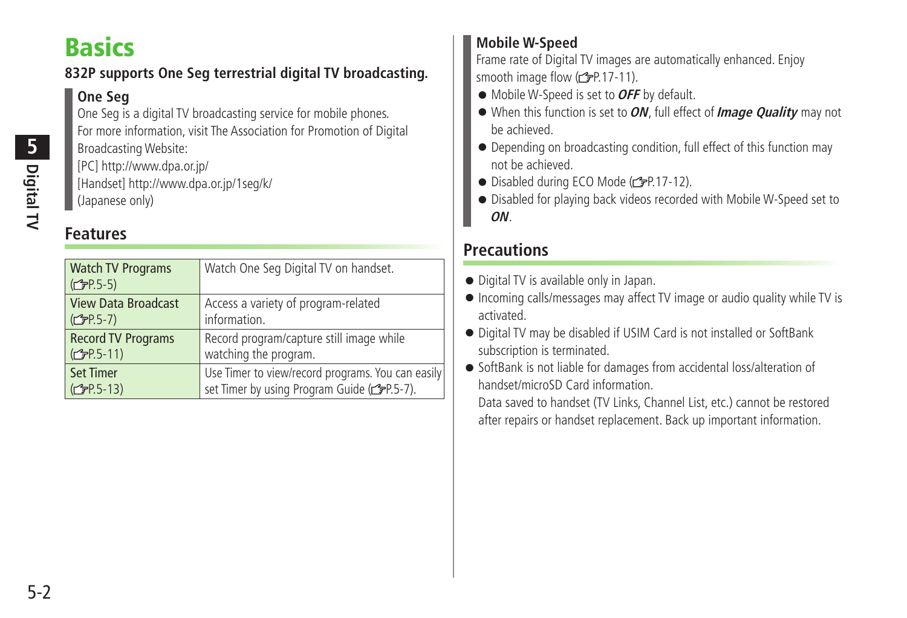# Basics

**832P supports One Seg terrestrial digital TV broadcasting.**

### One Seg

One Seg is a digital TV broadcasting service for mobile phones.
For more information, visit The Association for Promotion of Digital Broadcasting Website:
[PC] http://www.dpa.or.jp/
[Handset] http://www.dpa.or.jp/1seg/k/
(Japanese only)

## Features

| Watch TV Programs (☞P.5-5) | Watch One Seg Digital TV on handset. |
|---|---|
| View Data Broadcast (☞P.5-7) | Access a variety of program-related information. |
| Record TV Programs (☞P.5-11) | Record program/capture still image while watching the program. |
| Set Timer (☞P.5-13) | Use Timer to view/record programs. You can easily set Timer by using Program Guide (☞P.5-7). |

### Mobile W-Speed

Frame rate of Digital TV images are automatically enhanced. Enjoy smooth image flow (☞P.17-11).

- Mobile W-Speed is set to ***OFF*** by default.
- When this function is set to ***ON***, full effect of ***Image Quality*** may not be achieved.
- Depending on broadcasting condition, full effect of this function may not be achieved.
- Disabled during ECO Mode (☞P.17-12).
- Disabled for playing back videos recorded with Mobile W-Speed set to ***ON***.

## Precautions

- Digital TV is available only in Japan.
- Incoming calls/messages may affect TV image or audio quality while TV is activated.
- Digital TV may be disabled if USIM Card is not installed or SoftBank subscription is terminated.
- SoftBank is not liable for damages from accidental loss/alteration of handset/microSD Card information.
  Data saved to handset (TV Links, Channel List, etc.) cannot be restored after repairs or handset replacement. Back up important information.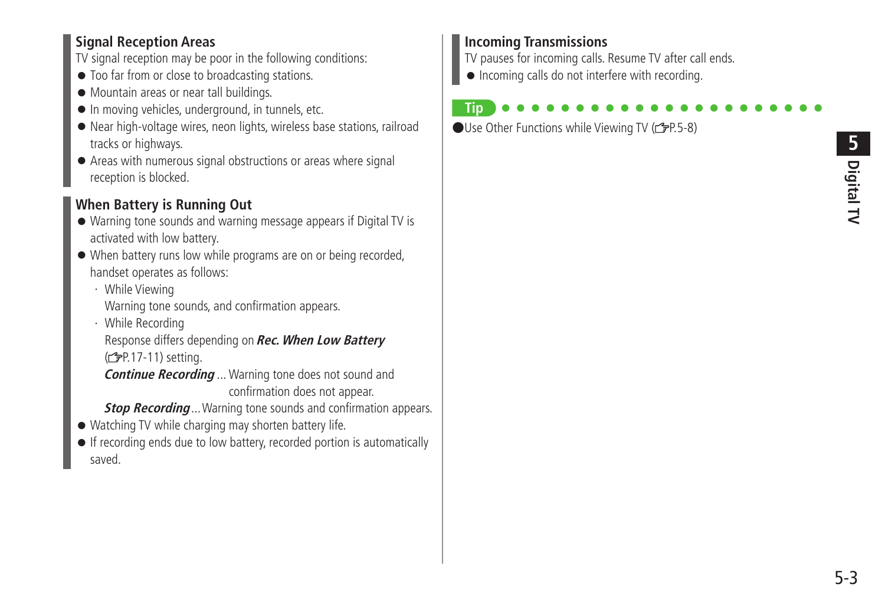### Signal Reception Areas

TV signal reception may be poor in the following conditions:

- Too far from or close to broadcasting stations.
- Mountain areas or near tall buildings.
- In moving vehicles, underground, in tunnels, etc.
- Near high-voltage wires, neon lights, wireless base stations, railroad tracks or highways.
- Areas with numerous signal obstructions or areas where signal reception is blocked.

### When Battery is Running Out

- Warning tone sounds and warning message appears if Digital TV is activated with low battery.
- When battery runs low while programs are on or being recorded, handset operates as follows:
  - While Viewing
    Warning tone sounds, and confirmation appears.
  - While Recording
    Response differs depending on ***Rec. When Low Battery*** (☞P.17-11) setting.
    ***Continue Recording*** ... Warning tone does not sound and confirmation does not appear.
    ***Stop Recording*** ... Warning tone sounds and confirmation appears.
- Watching TV while charging may shorten battery life.
- If recording ends due to low battery, recorded portion is automatically saved.

### Incoming Transmissions

TV pauses for incoming calls. Resume TV after call ends.

- Incoming calls do not interfere with recording.

**Tip**

- Use Other Functions while Viewing TV (☞P.5-8)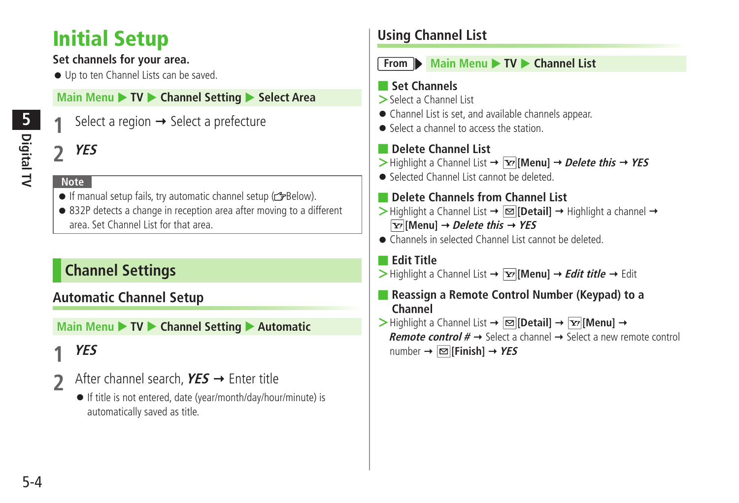# Initial Setup

**Set channels for your area.**

- Up to ten Channel Lists can be saved.

**Main Menu ▶ TV ▶ Channel Setting ▶ Select Area**

1. Select a region → Select a prefecture
2. ***YES***

**Note**

- If manual setup fails, try automatic channel setup (☞Below).
- 832P detects a change in reception area after moving to a different area. Set Channel List for that area.

## Channel Settings

### Automatic Channel Setup

**Main Menu ▶ TV ▶ Channel Setting ▶ Automatic**

1. ***YES***
2. After channel search, ***YES*** → Enter title
   - If title is not entered, date (year/month/day/hour/minute) is automatically saved as title.

### Using Channel List

**From** ▶ **Main Menu ▶ TV ▶ Channel List**

#### Set Channels

> Select a Channel List

- Channel List is set, and available channels appear.
- Select a channel to access the station.

#### Delete Channel List

> Highlight a Channel List → **[Menu]** → ***Delete this*** → ***YES***

- Selected Channel List cannot be deleted.

#### Delete Channels from Channel List

> Highlight a Channel List → **[Detail]** → Highlight a channel → **[Menu]** → ***Delete this*** → ***YES***

- Channels in selected Channel List cannot be deleted.

#### Edit Title

> Highlight a Channel List → **[Menu]** → ***Edit title*** → Edit

#### Reassign a Remote Control Number (Keypad) to a Channel

> Highlight a Channel List → **[Detail]** → **[Menu]** → ***Remote control #*** → Select a channel → Select a new remote control number → **[Finish]** → ***YES***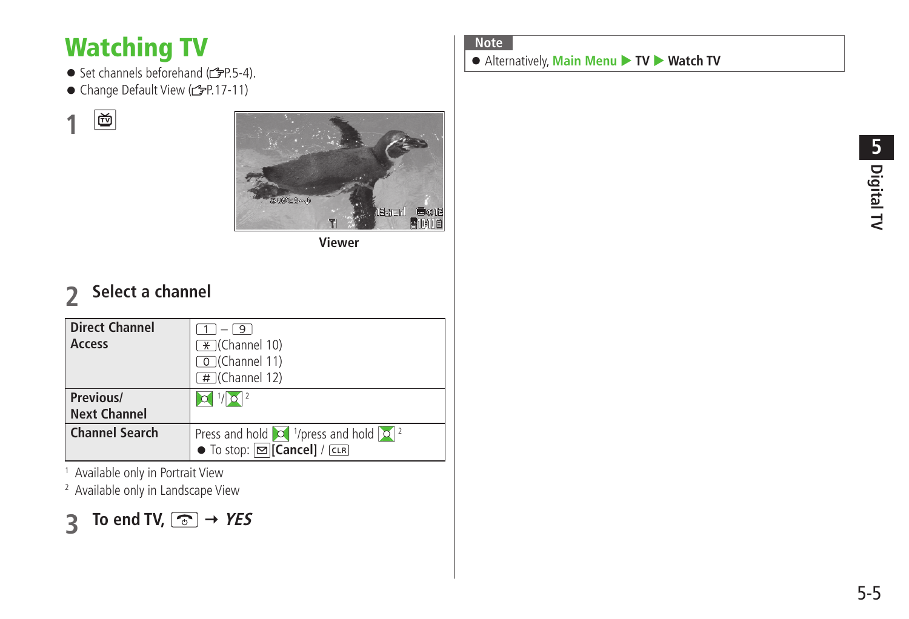# Watching TV

- Set channels beforehand (☞P.5-4).
- Change Default View (☞P.17-11)

**1** [TV]

Viewer

**2 Select a channel**

| | |
|---|---|
| **Direct Channel Access** | [1] – [9]<br>[*](Channel 10)<br>[0](Channel 11)<br>[#](Channel 12) |
| **Previous/ Next Channel** | [1]/[2] |
| **Channel Search** | Press and hold [1]/press and hold [2]<br>● To stop: [Cancel] / [CLR] |

[1] Available only in Portrait View

[2] Available only in Landscape View

**3 To end TV,** → ***YES***

**Note**

- Alternatively, **Main Menu** ▶ **TV** ▶ **Watch TV**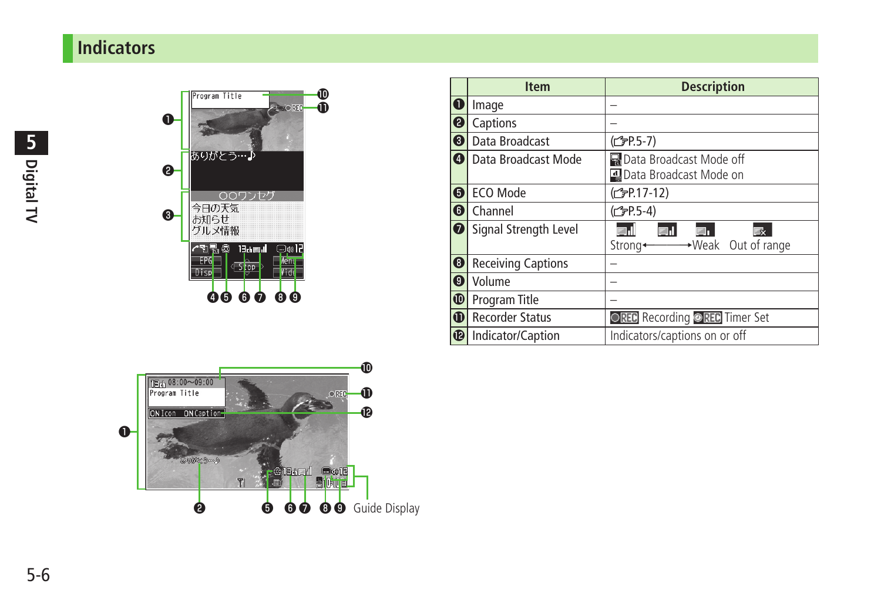## Indicators

| | Item | Description |
|---|---|---|
| ❶ | Image | – |
| ❷ | Captions | – |
| ❸ | Data Broadcast | (☞P.5-7) |
| ❹ | Data Broadcast Mode | Data Broadcast Mode off<br>Data Broadcast Mode on |
| ❺ | ECO Mode | (☞P.17-12) |
| ❻ | Channel | (☞P.5-4) |
| ❼ | Signal Strength Level | Strong←→Weak Out of range |
| ❽ | Receiving Captions | – |
| ❾ | Volume | – |
| ❿ | Program Title | – |
| ⓫ | Recorder Status | REC Recording REC Timer Set |
| ⓬ | Indicator/Caption | Indicators/captions on or off |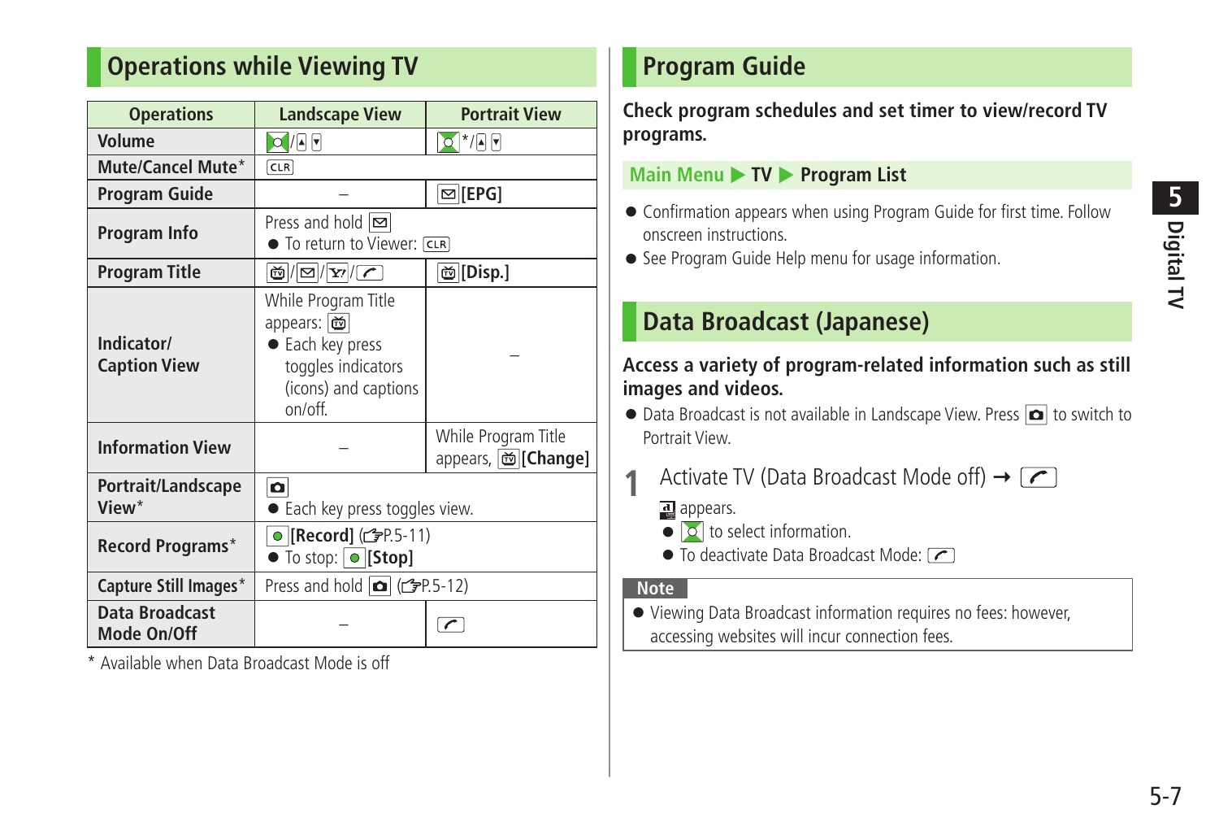## Operations while Viewing TV

| Operations | Landscape View | Portrait View |
|---|---|---|
| Volume | [navigation key]/[▲] [▼] | [navigation key]*/[▲] [▼] |
| Mute/Cancel Mute* | [CLR] | |
| Program Guide | – | [✉][EPG] |
| Program Info | Press and hold [✉]<br>● To return to Viewer: [CLR] | |
| Program Title | [TV]/[✉]/[Y!]/[call key] | [TV][Disp.] |
| Indicator/ Caption View | While Program Title appears: [TV]<br>● Each key press toggles indicators (icons) and captions on/off. | – |
| Information View | – | While Program Title appears, [TV][Change] |
| Portrait/Landscape View* | [camera key]<br>● Each key press toggles view. | |
| Record Programs* | [●][Record] (☞P.5-11)<br>● To stop: [●][Stop] | |
| Capture Still Images* | Press and hold [camera key] (☞P.5-12) | |
| Data Broadcast Mode On/Off | – | [call key] |

\* Available when Data Broadcast Mode is off

## Program Guide

**Check program schedules and set timer to view/record TV programs.**

**Main Menu ▶ TV ▶ Program List**

- Confirmation appears when using Program Guide for first time. Follow onscreen instructions.
- See Program Guide Help menu for usage information.

## Data Broadcast (Japanese)

**Access a variety of program-related information such as still images and videos.**

- Data Broadcast is not available in Landscape View. Press [camera key] to switch to Portrait View.

**1** Activate TV (Data Broadcast Mode off) → [call key]

[icon] appears.

- [navigation key] to select information.
- To deactivate Data Broadcast Mode: [call key]

**Note**

- Viewing Data Broadcast information requires no fees: however, accessing websites will incur connection fees.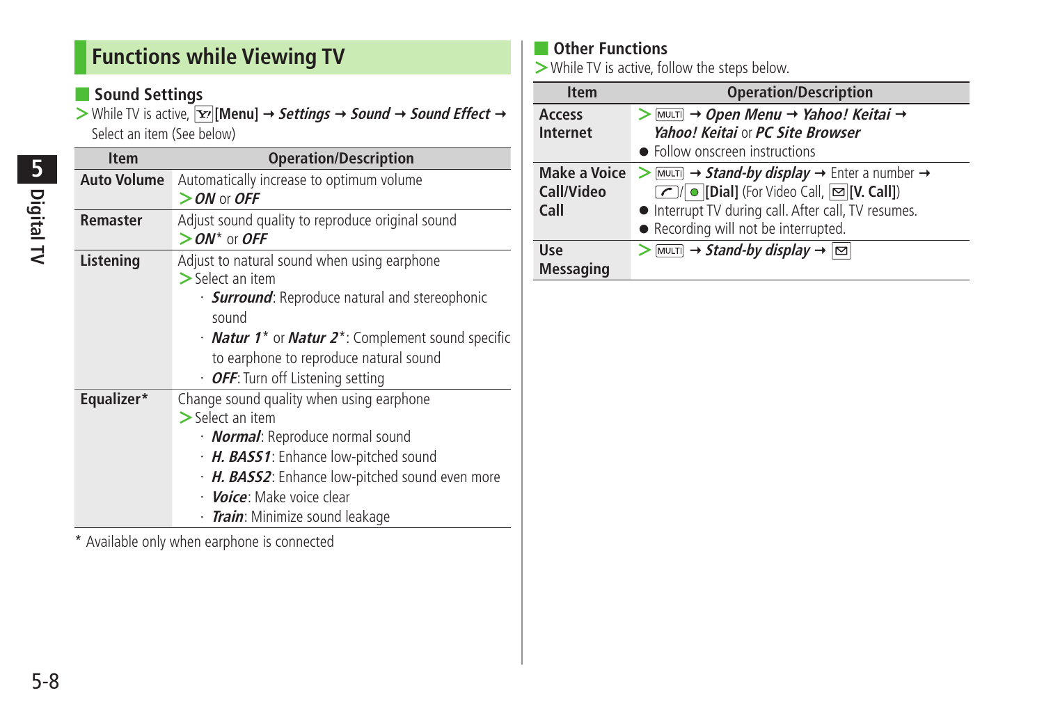# Functions while Viewing TV

## Sound Settings

> While TV is active, [Y!][Menu] → ***Settings*** → ***Sound*** → ***Sound Effect*** → Select an item (See below)

| Item | Operation/Description |
| --- | --- |
| **Auto Volume** | Automatically increase to optimum volume<br>> ***ON*** or ***OFF*** |
| **Remaster** | Adjust sound quality to reproduce original sound<br>> ***ON**** or ***OFF*** |
| **Listening** | Adjust to natural sound when using earphone<br>> Select an item<br>· ***Surround***: Reproduce natural and stereophonic sound<br>· ***Natur 1**** or ***Natur 2****: Complement sound specific to earphone to reproduce natural sound<br>· ***OFF***: Turn off Listening setting |
| **Equalizer*** | Change sound quality when using earphone<br>> Select an item<br>· ***Normal***: Reproduce normal sound<br>· ***H. BASS1***: Enhance low-pitched sound<br>· ***H. BASS2***: Enhance low-pitched sound even more<br>· ***Voice***: Make voice clear<br>· ***Train***: Minimize sound leakage |

\* Available only when earphone is connected

## Other Functions

> While TV is active, follow the steps below.

| Item | Operation/Description |
| --- | --- |
| **Access Internet** | > [MULTI] → ***Open Menu*** → ***Yahoo! Keitai*** → ***Yahoo! Keitai*** or ***PC Site Browser***<br>● Follow onscreen instructions |
| **Make a Voice Call/Video Call** | > [MULTI] → ***Stand-by display*** → Enter a number → [Send]/[●][Dial] (For Video Call, [✉][V. Call])<br>● Interrupt TV during call. After call, TV resumes.<br>● Recording will not be interrupted. |
| **Use Messaging** | > [MULTI] → ***Stand-by display*** → [✉] |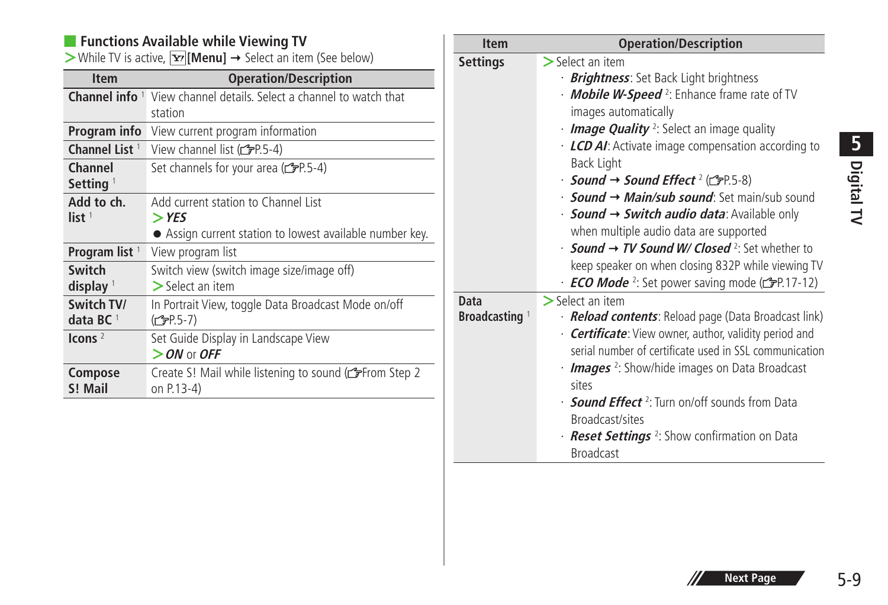## Functions Available while Viewing TV

>While TV is active, [Y!][Menu] → Select an item (See below)

| Item | Operation/Description |
|---|---|
| **Channel info** [1] | View channel details. Select a channel to watch that station |
| **Program info** | View current program information |
| **Channel List** [1] | View channel list (☞P.5-4) |
| **Channel Setting** [1] | Set channels for your area (☞P.5-4) |
| **Add to ch. list** [1] | Add current station to Channel List<br>>***YES***<br>● Assign current station to lowest available number key. |
| **Program list** [1] | View program list |
| **Switch display** [1] | Switch view (switch image size/image off)<br>>Select an item |
| **Switch TV/ data BC** [1] | In Portrait View, toggle Data Broadcast Mode on/off (☞P.5-7) |
| **Icons** [2] | Set Guide Display in Landscape View<br>>***ON*** or ***OFF*** |
| **Compose S! Mail** | Create S! Mail while listening to sound (☞From Step 2 on P.13-4) |
| **Settings** | >Select an item<br>· ***Brightness***: Set Back Light brightness<br>· ***Mobile W-Speed*** [2]: Enhance frame rate of TV images automatically<br>· ***Image Quality*** [2]: Select an image quality<br>· ***LCD AI***: Activate image compensation according to Back Light<br>· ***Sound → Sound Effect*** [2] (☞P.5-8)<br>· ***Sound → Main/sub sound***: Set main/sub sound<br>· ***Sound → Switch audio data***: Available only when multiple audio data are supported<br>· ***Sound → TV Sound W/ Closed*** [2]: Set whether to keep speaker on when closing 832P while viewing TV<br>· ***ECO Mode*** [2]: Set power saving mode (☞P.17-12) |
| **Data Broadcasting** [1] | >Select an item<br>· ***Reload contents***: Reload page (Data Broadcast link)<br>· ***Certificate***: View owner, author, validity period and serial number of certificate used in SSL communication<br>· ***Images*** [2]: Show/hide images on Data Broadcast sites<br>· ***Sound Effect*** [2]: Turn on/off sounds from Data Broadcast/sites<br>· ***Reset Settings*** [2]: Show confirmation on Data Broadcast |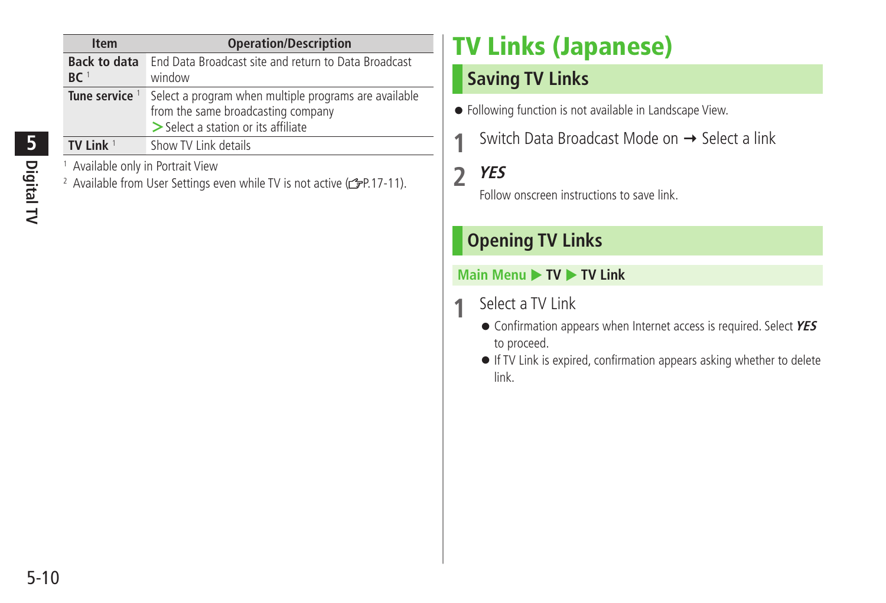| Item | Operation/Description |
|---|---|
| **Back to data BC** [1] | End Data Broadcast site and return to Data Broadcast window |
| **Tune service** [1] | Select a program when multiple programs are available from the same broadcasting company<br>> Select a station or its affiliate |
| **TV Link** [1] | Show TV Link details |

[1] Available only in Portrait View

[2] Available from User Settings even while TV is not active (☞P.17-11).

# TV Links (Japanese)

## Saving TV Links

- Following function is not available in Landscape View.

**1** Switch Data Broadcast Mode on → Select a link

**2** ***YES***

Follow onscreen instructions to save link.

## Opening TV Links

**Main Menu ▶ TV ▶ TV Link**

**1** Select a TV Link

- Confirmation appears when Internet access is required. Select ***YES*** to proceed.
- If TV Link is expired, confirmation appears asking whether to delete link.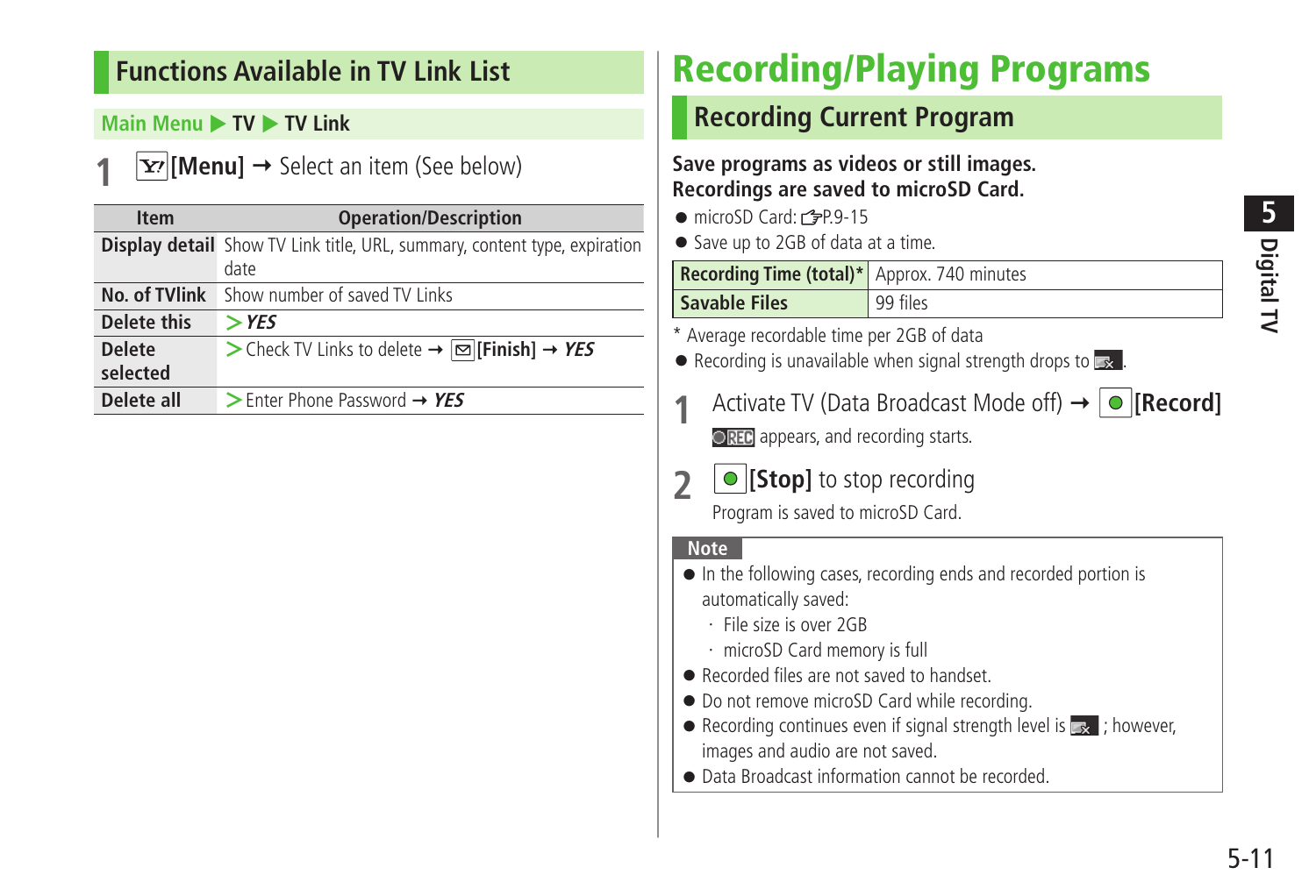## Functions Available in TV Link List

Main Menu ▶ TV ▶ TV Link

**1** [Y!][Menu] → Select an item (See below)

| Item | Operation/Description |
|---|---|
| Display detail | Show TV Link title, URL, summary, content type, expiration date |
| No. of TVlink | Show number of saved TV Links |
| Delete this | > *YES* |
| Delete selected | > Check TV Links to delete → [✉][Finish] → *YES* |
| Delete all | > Enter Phone Password → *YES* |

# Recording/Playing Programs

## Recording Current Program

**Save programs as videos or still images. Recordings are saved to microSD Card.**

- microSD Card: ☞P.9-15
- Save up to 2GB of data at a time.

| Recording Time (total)* | Approx. 740 minutes |
|---|---|
| Savable Files | 99 files |

\* Average recordable time per 2GB of data

- Recording is unavailable when signal strength drops to [icon].

**1** Activate TV (Data Broadcast Mode off) → [●][Record]

[REC] appears, and recording starts.

**2** [●][Stop] to stop recording

Program is saved to microSD Card.

**Note**

- In the following cases, recording ends and recorded portion is automatically saved:
  - File size is over 2GB
  - microSD Card memory is full
- Recorded files are not saved to handset.
- Do not remove microSD Card while recording.
- Recording continues even if signal strength level is [icon]; however, images and audio are not saved.
- Data Broadcast information cannot be recorded.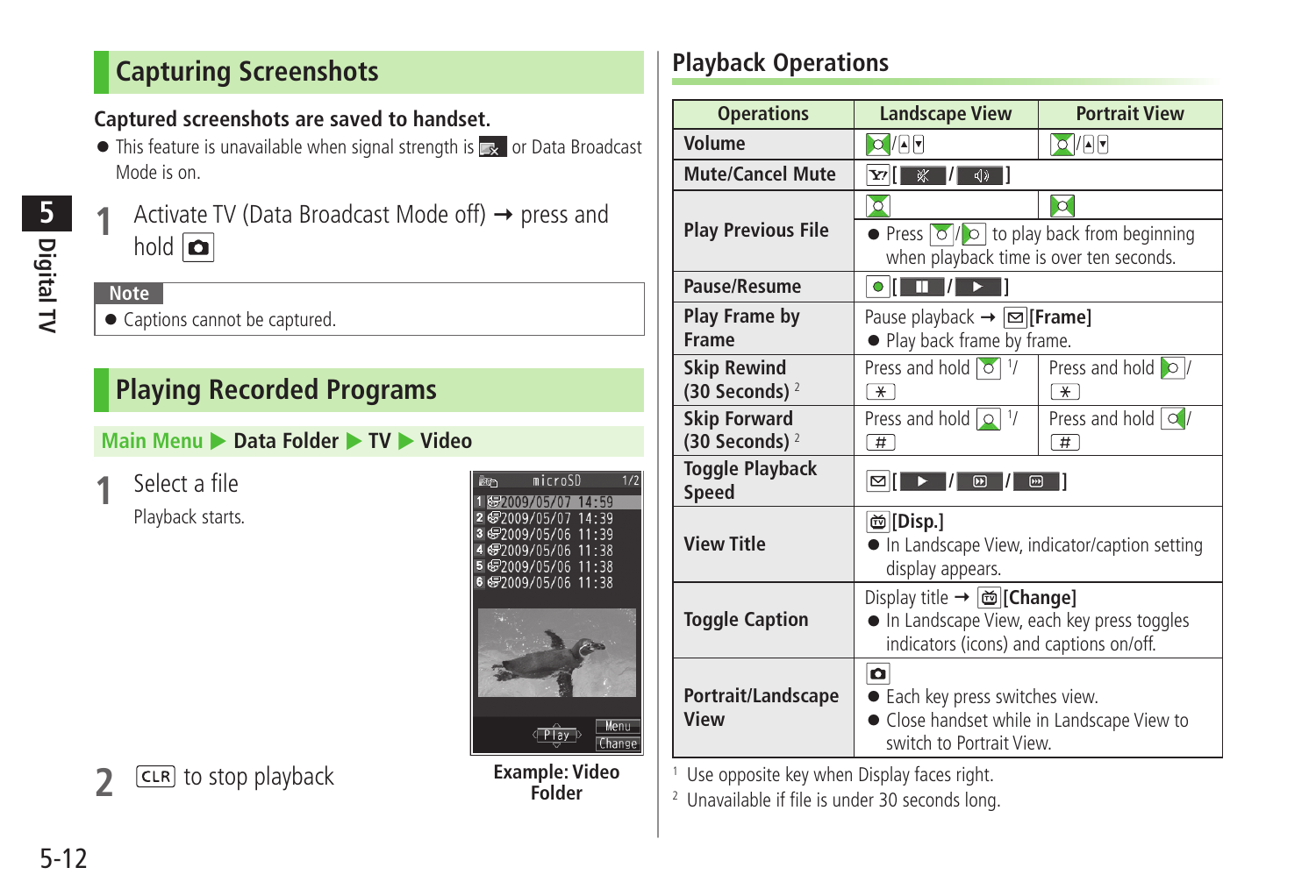## Capturing Screenshots

**Captured screenshots are saved to handset.**

- This feature is unavailable when signal strength is [icon] or Data Broadcast Mode is on.

**1** Activate TV (Data Broadcast Mode off) → press and hold [camera key]

**Note**

- Captions cannot be captured.

## Playing Recorded Programs

**Main Menu ▶ Data Folder ▶ TV ▶ Video**

**1** Select a file

Playback starts.

**2** CLR to stop playback

**Example: Video Folder**

## Playback Operations

| Operations | Landscape View | Portrait View |
|---|---|---|
| Volume | [key]/[▲]/[▼] | [key]/[▲]/[▼] |
| Mute/Cancel Mute | Y![[mute]/[sound]] | |
| Play Previous File | [key] ● Press [key]/[key] to play back from beginning when playback time is over ten seconds. | [key] |
| Pause/Resume | ●[[pause]/[play]] | |
| Play Frame by Frame | Pause playback → ✉[Frame] ● Play back frame by frame. | |
| Skip Rewind (30 Seconds) [2] | Press and hold [key] [1]/ [*] | Press and hold [key]/ [*] |
| Skip Forward (30 Seconds) [2] | Press and hold [key] [1]/ [#] | Press and hold [key]/ [#] |
| Toggle Playback Speed | ✉[[play]/[fast]/[faster]] | |
| View Title | [TV][Disp.] ● In Landscape View, indicator/caption setting display appears. | |
| Toggle Caption | Display title → [TV][Change] ● In Landscape View, each key press toggles indicators (icons) and captions on/off. | |
| Portrait/Landscape View | [camera key] ● Each key press switches view. ● Close handset while in Landscape View to switch to Portrait View. | |

[1] Use opposite key when Display faces right.

[2] Unavailable if file is under 30 seconds long.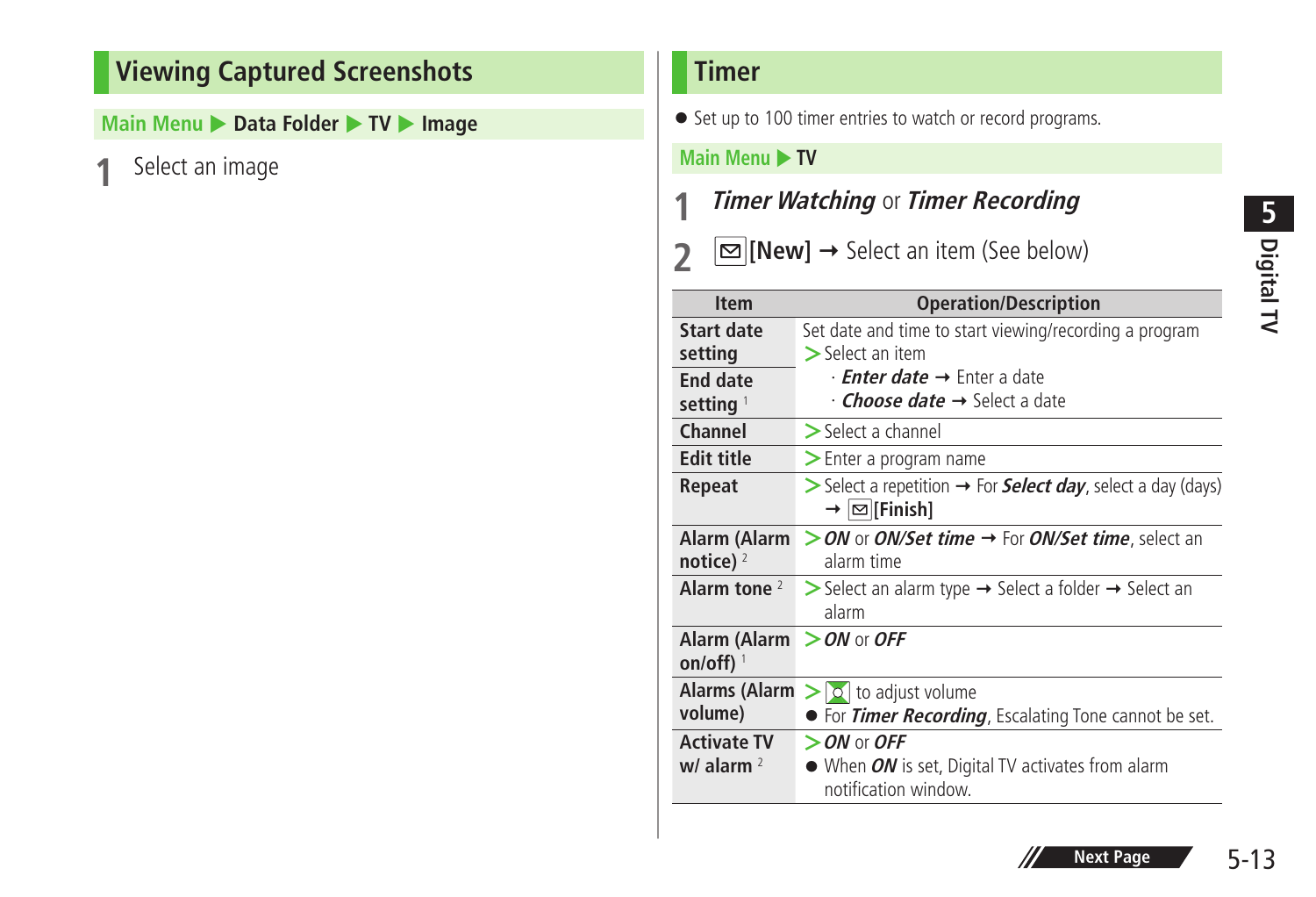## Viewing Captured Screenshots

Main Menu ▶ Data Folder ▶ TV ▶ Image

1 Select an image

## Timer

- Set up to 100 timer entries to watch or record programs.

Main Menu ▶ TV

1 ***Timer Watching*** or ***Timer Recording***

2 ✉**[New]** → Select an item (See below)

| Item | Operation/Description |
|---|---|
| **Start date setting** | Set date and time to start viewing/recording a program<br>> Select an item<br>· ***Enter date*** → Enter a date<br>· ***Choose date*** → Select a date |
| **End date setting** [1] | |
| **Channel** | > Select a channel |
| **Edit title** | > Enter a program name |
| **Repeat** | > Select a repetition → For ***Select day***, select a day (days) → ✉**[Finish]** |
| **Alarm (Alarm notice)** [2] | > ***ON*** or ***ON/Set time*** → For ***ON/Set time***, select an alarm time |
| **Alarm tone** [2] | > Select an alarm type → Select a folder → Select an alarm |
| **Alarm (Alarm on/off)** [1] | > ***ON*** or ***OFF*** |
| **Alarms (Alarm volume)** | > ⊠ to adjust volume<br>● For ***Timer Recording***, Escalating Tone cannot be set. |
| **Activate TV w/ alarm** [2] | > ***ON*** or ***OFF***<br>● When ***ON*** is set, Digital TV activates from alarm notification window. |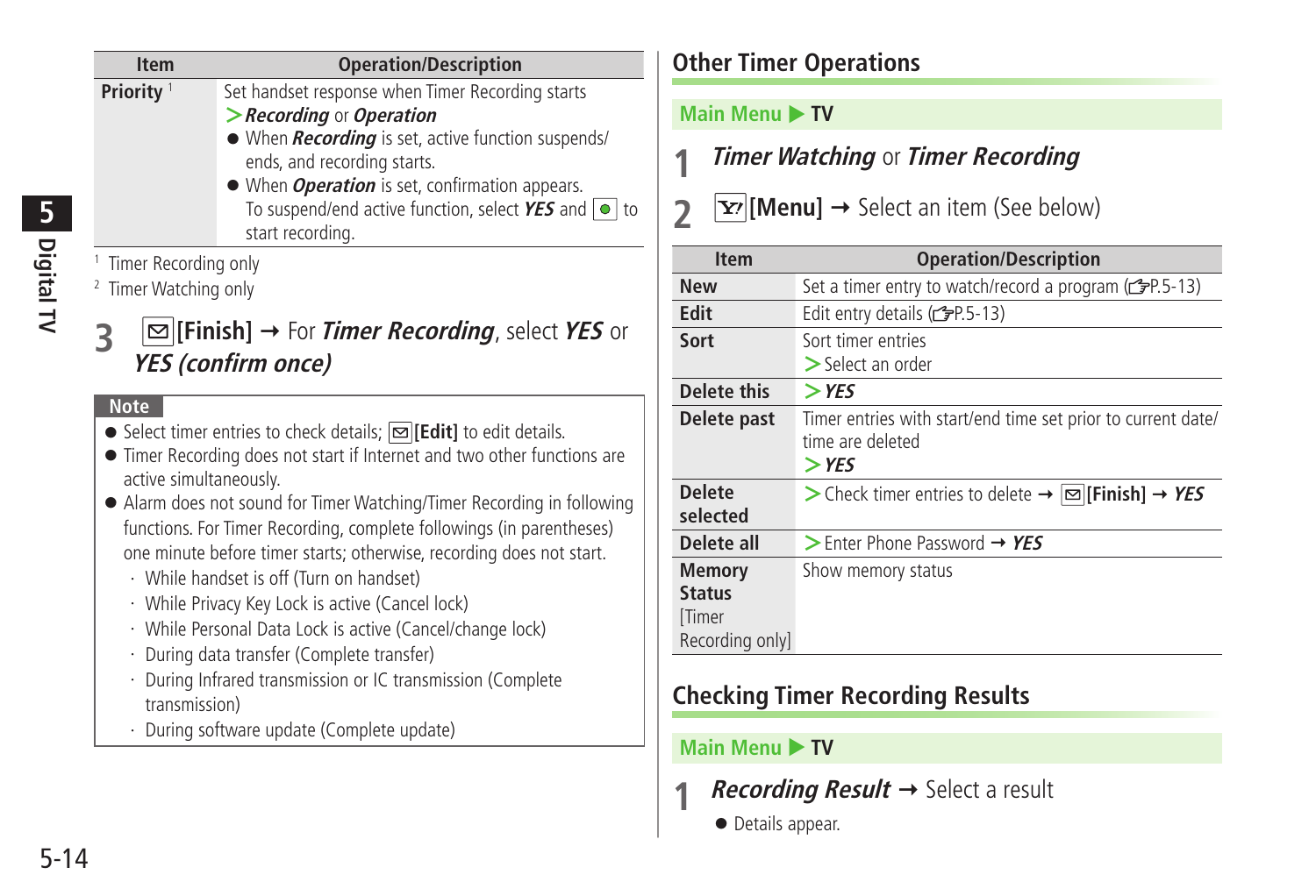| Item | Operation/Description |
|---|---|
| **Priority** [1] | Set handset response when Timer Recording starts<br>> ***Recording*** or ***Operation***<br>● When ***Recording*** is set, active function suspends/ends, and recording starts.<br>● When ***Operation*** is set, confirmation appears. To suspend/end active function, select ***YES*** and [●] to start recording. |

[1] Timer Recording only

[2] Timer Watching only

**3** [✉]**[Finish]** → For ***Timer Recording***, select ***YES*** or ***YES (confirm once)***

**Note**

- Select timer entries to check details; [✉]**[Edit]** to edit details.
- Timer Recording does not start if Internet and two other functions are active simultaneously.
- Alarm does not sound for Timer Watching/Timer Recording in following functions. For Timer Recording, complete followings (in parentheses) one minute before timer starts; otherwise, recording does not start.
  - While handset is off (Turn on handset)
  - While Privacy Key Lock is active (Cancel lock)
  - While Personal Data Lock is active (Cancel/change lock)
  - During data transfer (Complete transfer)
  - During Infrared transmission or IC transmission (Complete transmission)
  - During software update (Complete update)

## Other Timer Operations

**Main Menu ▶ TV**

**1** ***Timer Watching*** or ***Timer Recording***

**2** [Y!]**[Menu]** → Select an item (See below)

| Item | Operation/Description |
|---|---|
| **New** | Set a timer entry to watch/record a program (☞P.5-13) |
| **Edit** | Edit entry details (☞P.5-13) |
| **Sort** | Sort timer entries<br>> Select an order |
| **Delete this** | > ***YES*** |
| **Delete past** | Timer entries with start/end time set prior to current date/time are deleted<br>> ***YES*** |
| **Delete selected** | > Check timer entries to delete → [✉]**[Finish]** → ***YES*** |
| **Delete all** | > Enter Phone Password → ***YES*** |
| **Memory Status** [Timer Recording only] | Show memory status |

## Checking Timer Recording Results

**Main Menu ▶ TV**

**1** ***Recording Result*** → Select a result

- Details appear.